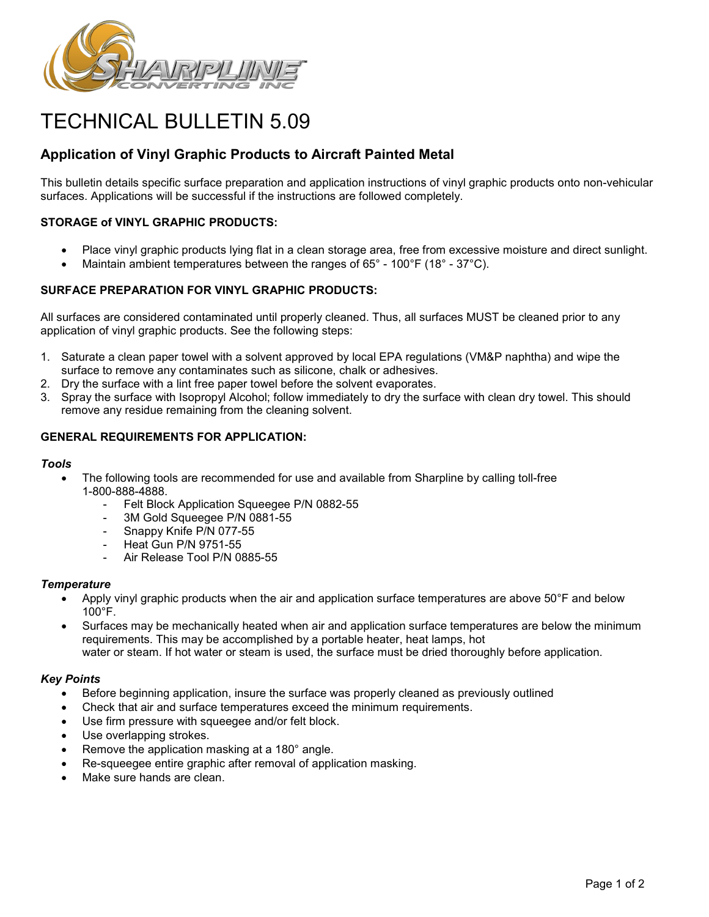# TECHNICAL BULLETIN 5.09

## Application of Vinyl Graphic Products to Aircraft Painted Metal

This bulletin details specific surface preparation and application instructions of vinyl graphic products onto non-vehicular surfaces. Applications will be successful if the instructions are followed completely.

### STORAGE of VINYL GRAPHIC PRODUCTS:

- Place vinyl graphic products lying flat in a clean storage area, free from excessive moisture and direct sunlight.
- Maintain ambient temperatures between the ranges of 65° - 100°F (18° - 37°C).

### SURFACE PREPARATION FOR VINYL GRAPHIC PRODUCTS:

All surfaces are considered contaminated until properly cleaned. Thus, all surfaces MUST be cleaned prior to any application of vinyl graphic products. See the following steps:

1. Saturate a clean paper towel with a solvent approved by local EPA regulations (VM&P naphtha) and wipe the surface to remove any contaminates such as silicone, chalk or adhesives.
2. Dry the surface with a lint free paper towel before the solvent evaporates.
3. Spray the surface with Isopropyl Alcohol; follow immediately to dry the surface with clean dry towel. This should remove any residue remaining from the cleaning solvent.

### GENERAL REQUIREMENTS FOR APPLICATION:

***Tools***

- The following tools are recommended for use and available from Sharpline by calling toll-free 1-800-888-4888.
  - Felt Block Application Squeegee P/N 0882-55
  - 3M Gold Squeegee P/N 0881-55
  - Snappy Knife P/N 077-55
  - Heat Gun P/N 9751-55
  - Air Release Tool P/N 0885-55

***Temperature***

- Apply vinyl graphic products when the air and application surface temperatures are above 50°F and below 100°F.
- Surfaces may be mechanically heated when air and application surface temperatures are below the minimum requirements. This may be accomplished by a portable heater, heat lamps, hot water or steam. If hot water or steam is used, the surface must be dried thoroughly before application.

***Key Points***

- Before beginning application, insure the surface was properly cleaned as previously outlined
- Check that air and surface temperatures exceed the minimum requirements.
- Use firm pressure with squeegee and/or felt block.
- Use overlapping strokes.
- Remove the application masking at a 180° angle.
- Re-squeegee entire graphic after removal of application masking.
- Make sure hands are clean.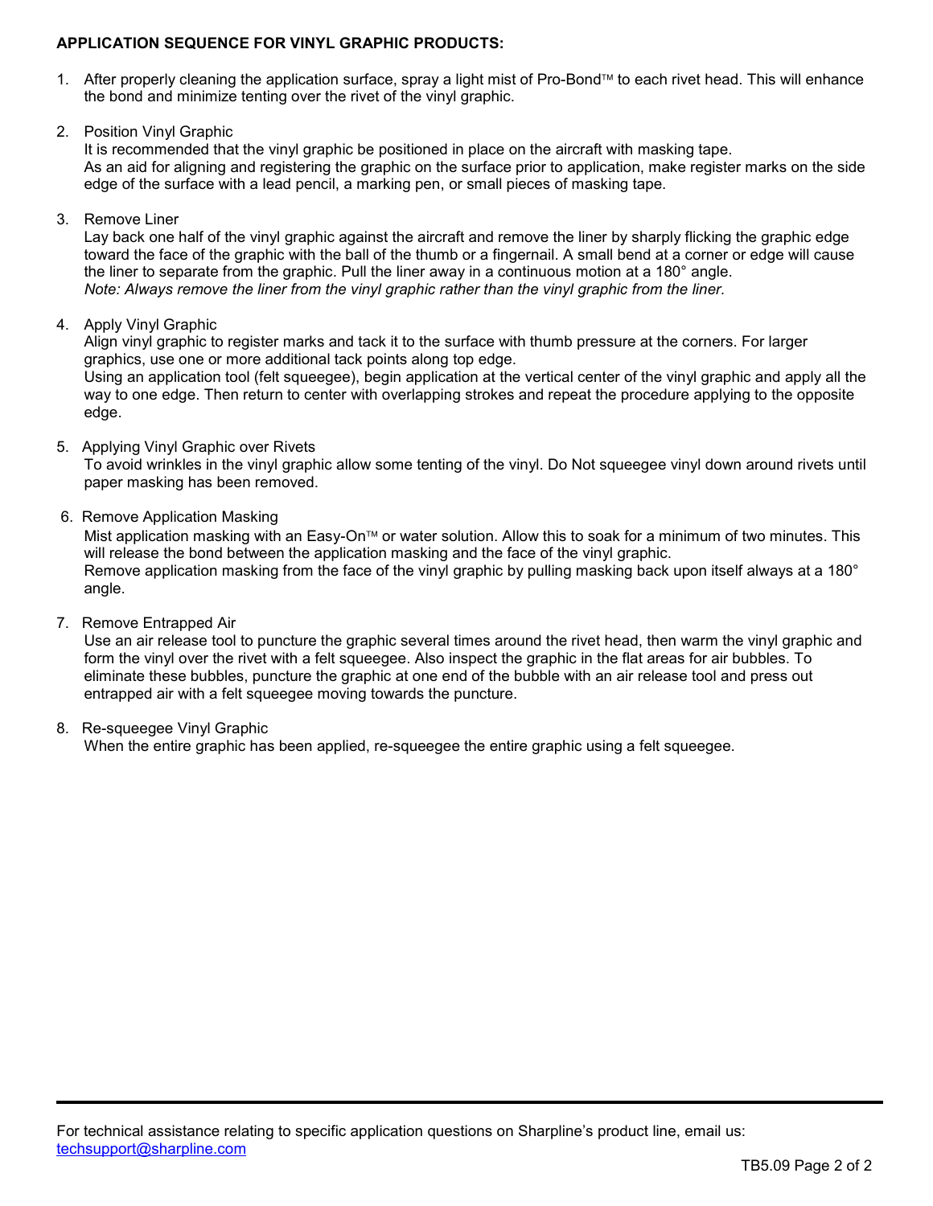**APPLICATION SEQUENCE FOR VINYL GRAPHIC PRODUCTS:**

1. After properly cleaning the application surface, spray a light mist of Pro-Bond™ to each rivet head. This will enhance the bond and minimize tenting over the rivet of the vinyl graphic.

2. Position Vinyl Graphic
   It is recommended that the vinyl graphic be positioned in place on the aircraft with masking tape.
   As an aid for aligning and registering the graphic on the surface prior to application, make register marks on the side edge of the surface with a lead pencil, a marking pen, or small pieces of masking tape.

3. Remove Liner
   Lay back one half of the vinyl graphic against the aircraft and remove the liner by sharply flicking the graphic edge toward the face of the graphic with the ball of the thumb or a fingernail. A small bend at a corner or edge will cause the liner to separate from the graphic. Pull the liner away in a continuous motion at a 180° angle.
   *Note: Always remove the liner from the vinyl graphic rather than the vinyl graphic from the liner.*

4. Apply Vinyl Graphic
   Align vinyl graphic to register marks and tack it to the surface with thumb pressure at the corners. For larger graphics, use one or more additional tack points along top edge.
   Using an application tool (felt squeegee), begin application at the vertical center of the vinyl graphic and apply all the way to one edge. Then return to center with overlapping strokes and repeat the procedure applying to the opposite edge.

5. Applying Vinyl Graphic over Rivets
   To avoid wrinkles in the vinyl graphic allow some tenting of the vinyl. Do Not squeegee vinyl down around rivets until paper masking has been removed.

6. Remove Application Masking
   Mist application masking with an Easy-On™ or water solution. Allow this to soak for a minimum of two minutes. This will release the bond between the application masking and the face of the vinyl graphic.
   Remove application masking from the face of the vinyl graphic by pulling masking back upon itself always at a 180° angle.

7. Remove Entrapped Air
   Use an air release tool to puncture the graphic several times around the rivet head, then warm the vinyl graphic and form the vinyl over the rivet with a felt squeegee. Also inspect the graphic in the flat areas for air bubbles. To eliminate these bubbles, puncture the graphic at one end of the bubble with an air release tool and press out entrapped air with a felt squeegee moving towards the puncture.

8. Re-squeegee Vinyl Graphic
   When the entire graphic has been applied, re-squeegee the entire graphic using a felt squeegee.

---

For technical assistance relating to specific application questions on Sharpline's product line, email us: techsupport@sharpline.com